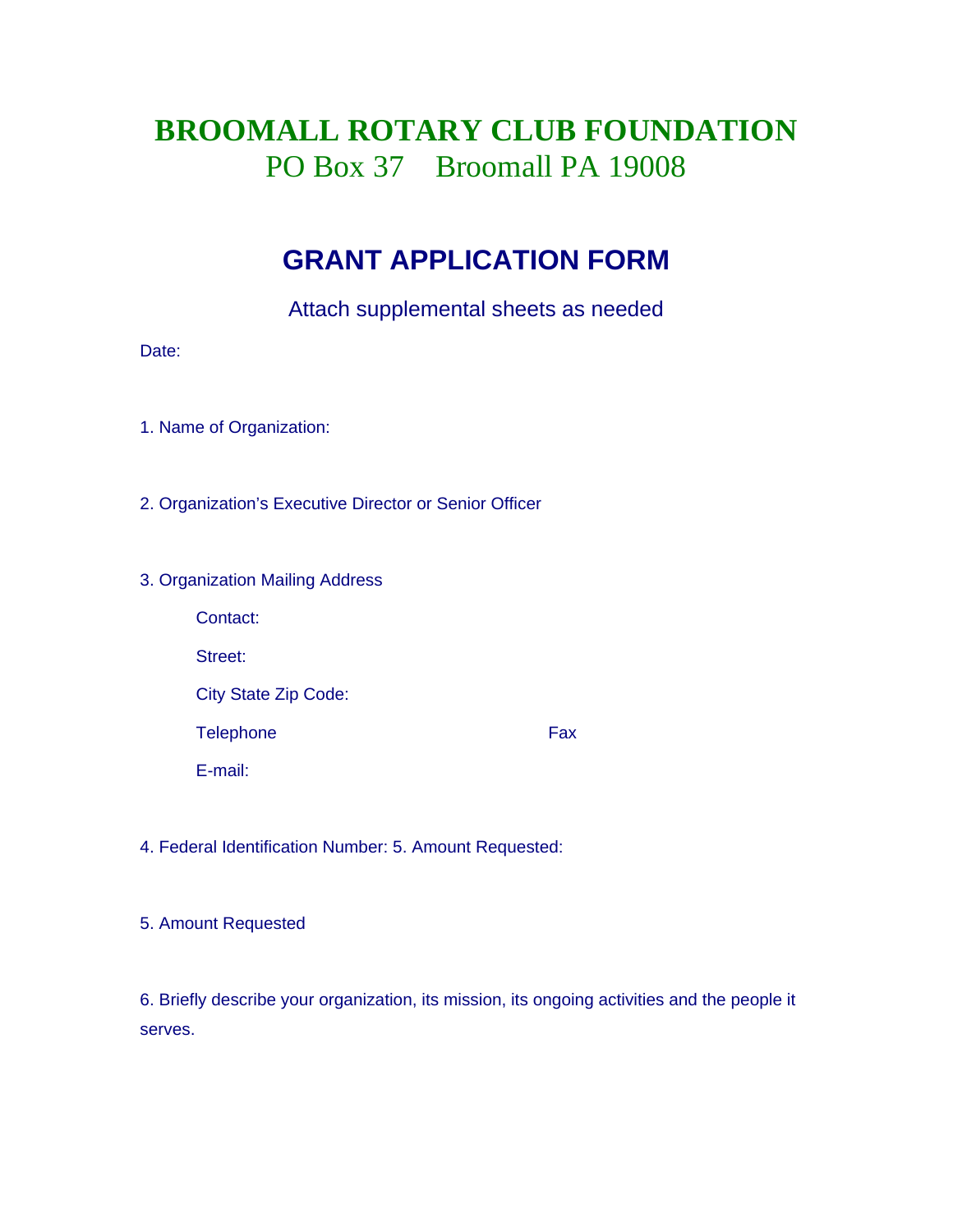# BROOMALL ROTARY CLUB FOUNDATION

PO Box 37 Broomall PA 19008

## GRANT APPLICATION FORM

Attach supplemental sheets as needed

Date:

1. Name of Organization:

2. Organization's Executive Director or Senior Officer

3. Organization Mailing Address

   Contact:

   Street:

   City State Zip Code:

   Telephone Fax

   E-mail:

4. Federal Identification Number: 5. Amount Requested:

5. Amount Requested

6. Briefly describe your organization, its mission, its ongoing activities and the people it serves.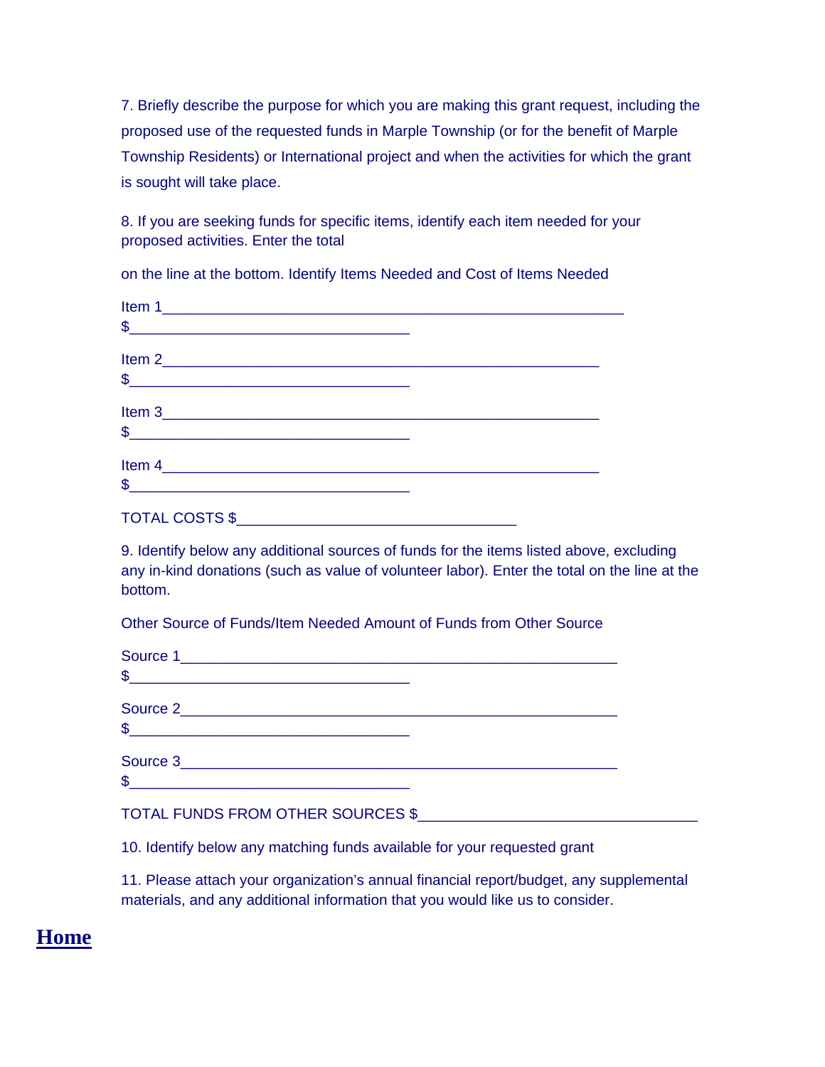7. Briefly describe the purpose for which you are making this grant request, including the proposed use of the requested funds in Marple Township (or for the benefit of Marple Township Residents) or International project and when the activities for which the grant is sought will take place.

8. If you are seeking funds for specific items, identify each item needed for your proposed activities. Enter the total

on the line at the bottom. Identify Items Needed and Cost of Items Needed

Item 1_______________________________________________________
$_________________________________

Item 2____________________________________________________
$_________________________________

Item 3____________________________________________________
$_________________________________

Item 4____________________________________________________
$_________________________________

TOTAL COSTS $_________________________________

9. Identify below any additional sources of funds for the items listed above, excluding any in-kind donations (such as value of volunteer labor). Enter the total on the line at the bottom.

Other Source of Funds/Item Needed Amount of Funds from Other Source

Source 1____________________________________________________
$_________________________________

Source 2____________________________________________________
$_________________________________

Source 3____________________________________________________
$_________________________________

TOTAL FUNDS FROM OTHER SOURCES $_________________________________

10. Identify below any matching funds available for your requested grant

11. Please attach your organization's annual financial report/budget, any supplemental materials, and any additional information that you would like us to consider.

**Home**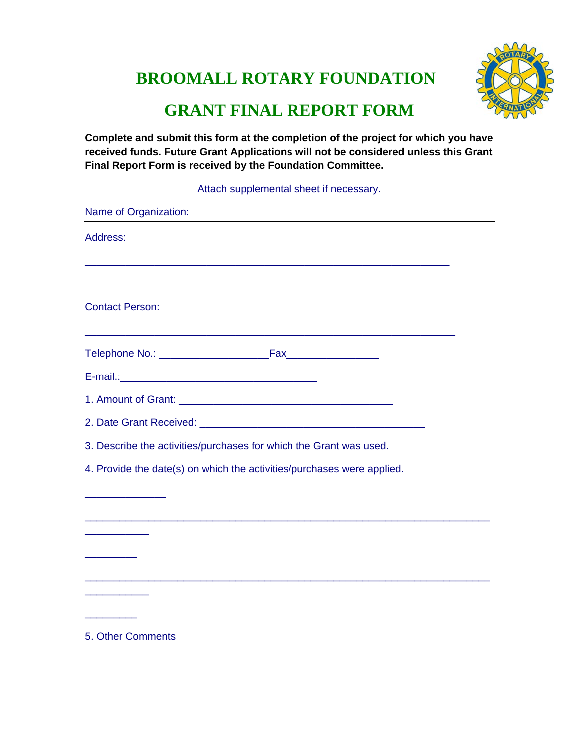# BROOMALL ROTARY FOUNDATION

# GRANT FINAL REPORT FORM

**Complete and submit this form at the completion of the project for which you have received funds. Future Grant Applications will not be considered unless this Grant Final Report Form is received by the Foundation Committee.**

Attach supplemental sheet if necessary.

Name of Organization:

Address:

_______________________________________________________________

Contact Person:

_______________________________________________________________

Telephone No.: ___________________Fax________________

E-mail.:__________________________________

1. Amount of Grant: _____________________________________

2. Date Grant Received: _______________________________________

3. Describe the activities/purchases for which the Grant was used.

4. Provide the date(s) on which the activities/purchases were applied.

______________

______________________________________________________________________
___________

_________

______________________________________________________________________
___________

_________

5. Other Comments